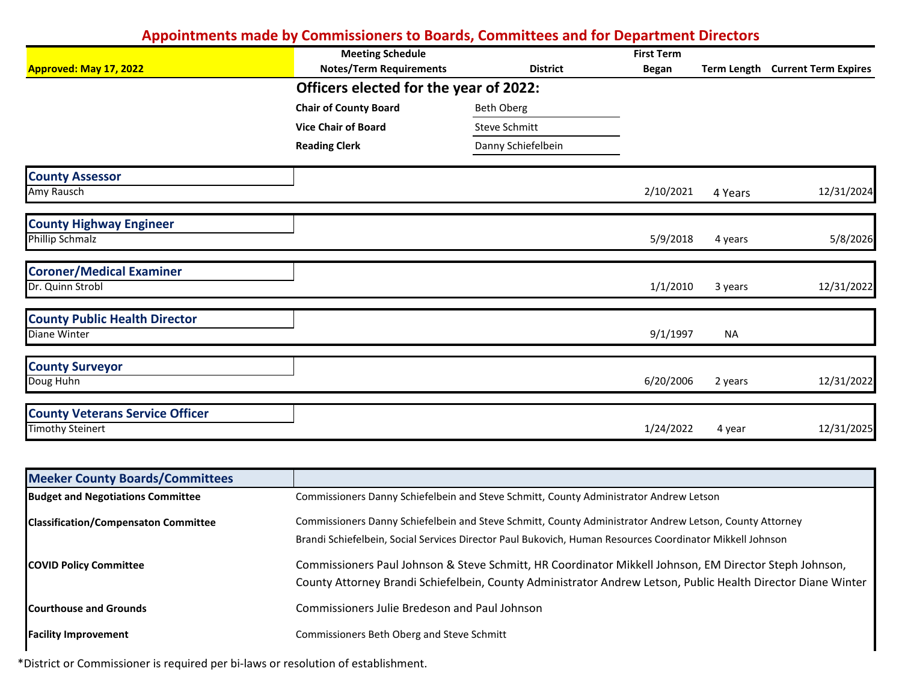# Appointments made by Commissioners to Boards, Committees and for Department Directors

| Approved: May 17, 2022 | Meeting Schedule Notes/Term Requirements | District | First Term Began | Term Length | Current Term Expires |
|---|---|---|---|---|---|

## Officers elected for the year of 2022:

| | |
|---|---|
| **Chair of County Board** | Beth Oberg |
| **Vice Chair of Board** | Steve Schmitt |
| **Reading Clerk** | Danny Schiefelbein |

| Position | Meeting Schedule Notes/Term Requirements | District | First Term Began | Term Length | Current Term Expires |
|---|---|---|---|---|---|
| **County Assessor** | | | | | |
| Amy Rausch | | | 2/10/2021 | 4 Years | 12/31/2024 |
| **County Highway Engineer** | | | | | |
| Phillip Schmalz | | | 5/9/2018 | 4 years | 5/8/2026 |
| **Coroner/Medical Examiner** | | | | | |
| Dr. Quinn Strobl | | | 1/1/2010 | 3 years | 12/31/2022 |
| **County Public Health Director** | | | | | |
| Diane Winter | | | 9/1/1997 | NA | |
| **County Surveyor** | | | | | |
| Doug Huhn | | | 6/20/2006 | 2 years | 12/31/2022 |
| **County Veterans Service Officer** | | | | | |
| Timothy Steinert | | | 1/24/2022 | 4 year | 12/31/2025 |

| Meeker County Boards/Committees | |
|---|---|
| **Budget and Negotiations Committee** | Commissioners Danny Schiefelbein and Steve Schmitt, County Administrator Andrew Letson |
| **Classification/Compensaton Committee** | Commissioners Danny Schiefelbein and Steve Schmitt, County Administrator Andrew Letson, County Attorney Brandi Schiefelbein, Social Services Director Paul Bukovich, Human Resources Coordinator Mikkell Johnson |
| **COVID Policy Committee** | Commissioners Paul Johnson & Steve Schmitt, HR Coordinator Mikkell Johnson, EM Director Steph Johnson, County Attorney Brandi Schiefelbein, County Administrator Andrew Letson, Public Health Director Diane Winter |
| **Courthouse and Grounds** | Commissioners Julie Bredeson and Paul Johnson |
| **Facility Improvement** | Commissioners Beth Oberg and Steve Schmitt |

*District or Commissioner is required per bi-laws or resolution of establishment.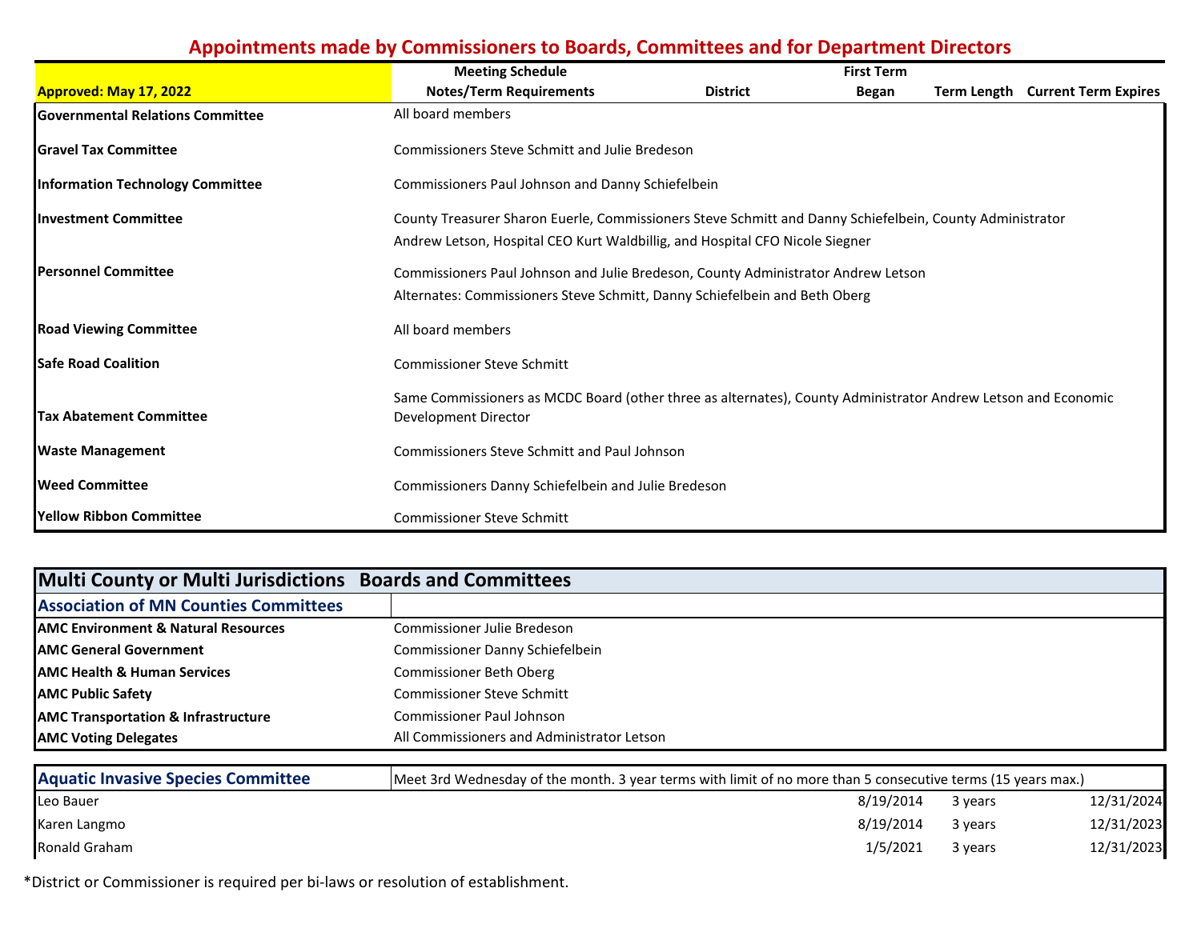## Appointments made by Commissioners to Boards, Committees and for Department Directors

| Approved: May 17, 2022 | Meeting Schedule Notes/Term Requirements | District | First Term Began | Term Length | Current Term Expires |
|---|---|---|---|---|---|
| **Governmental Relations Committee** | All board members | | | | |
| **Gravel Tax Committee** | Commissioners Steve Schmitt and Julie Bredeson | | | | |
| **Information Technology Committee** | Commissioners Paul Johnson and Danny Schiefelbein | | | | |
| **Investment Committee** | County Treasurer Sharon Euerle, Commissioners Steve Schmitt and Danny Schiefelbein, County Administrator Andrew Letson, Hospital CEO Kurt Waldbillig, and Hospital CFO Nicole Siegner | | | | |
| **Personnel Committee** | Commissioners Paul Johnson and Julie Bredeson, County Administrator Andrew Letson<br>Alternates: Commissioners Steve Schmitt, Danny Schiefelbein and Beth Oberg | | | | |
| **Road Viewing Committee** | All board members | | | | |
| **Safe Road Coalition** | Commissioner Steve Schmitt | | | | |
| **Tax Abatement Committee** | Same Commissioners as MCDC Board (other three as alternates), County Administrator Andrew Letson and Economic Development Director | | | | |
| **Waste Management** | Commissioners Steve Schmitt and Paul Johnson | | | | |
| **Weed Committee** | Commissioners Danny Schiefelbein and Julie Bredeson | | | | |
| **Yellow Ribbon Committee** | Commissioner Steve Schmitt | | | | |

## Multi County or Multi Jurisdictions Boards and Committees

### Association of MN Counties Committees

| Committee | Members |
|---|---|
| **AMC Environment & Natural Resources** | Commissioner Julie Bredeson |
| **AMC General Government** | Commissioner Danny Schiefelbein |
| **AMC Health & Human Services** | Commissioner Beth Oberg |
| **AMC Public Safety** | Commissioner Steve Schmitt |
| **AMC Transportation & Infrastructure** | Commissioner Paul Johnson |
| **AMC Voting Delegates** | All Commissioners and Administrator Letson |

### Aquatic Invasive Species Committee

Meet 3rd Wednesday of the month. 3 year terms with limit of no more than 5 consecutive terms (15 years max.)

| Name | District | First Term Began | Term Length | Current Term Expires |
|---|---|---|---|---|
| Leo Bauer | | 8/19/2014 | 3 years | 12/31/2024 |
| Karen Langmo | | 8/19/2014 | 3 years | 12/31/2023 |
| Ronald Graham | | 1/5/2021 | 3 years | 12/31/2023 |

*District or Commissioner is required per bi-laws or resolution of establishment.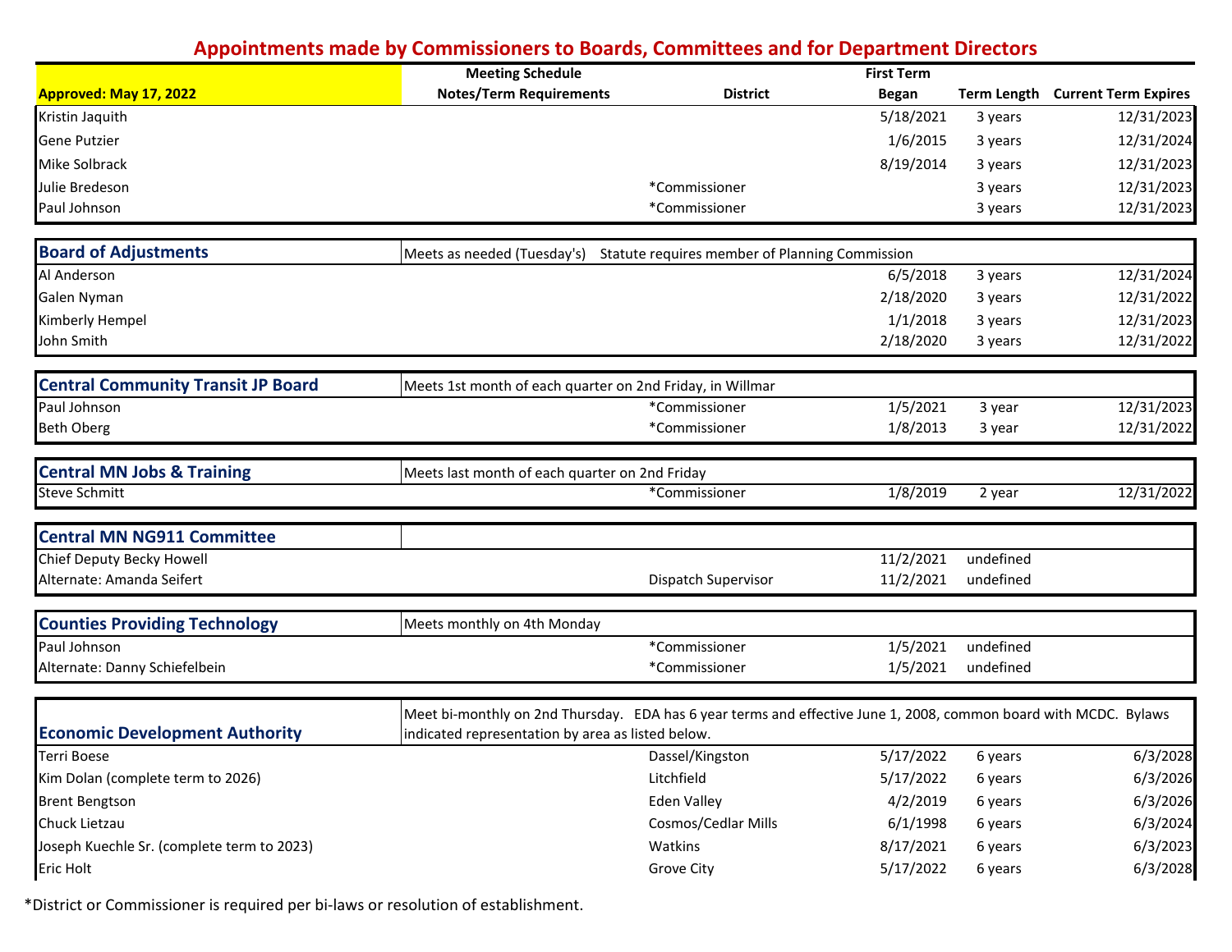## Appointments made by Commissioners to Boards, Committees and for Department Directors

| Approved: May 17, 2022 | Meeting Schedule Notes/Term Requirements | District | First Term Began | Term Length | Current Term Expires |
|---|---|---|---|---|---|
| Kristin Jaquith | | | 5/18/2021 | 3 years | 12/31/2023 |
| Gene Putzier | | | 1/6/2015 | 3 years | 12/31/2024 |
| Mike Solbrack | | | 8/19/2014 | 3 years | 12/31/2023 |
| Julie Bredeson | | *Commissioner | | 3 years | 12/31/2023 |
| Paul Johnson | | *Commissioner | | 3 years | 12/31/2023 |
| **Board of Adjustments** | Meets as needed (Tuesday's) Statute requires member of Planning Commission | | | | |
| Al Anderson | | | 6/5/2018 | 3 years | 12/31/2024 |
| Galen Nyman | | | 2/18/2020 | 3 years | 12/31/2022 |
| Kimberly Hempel | | | 1/1/2018 | 3 years | 12/31/2023 |
| John Smith | | | 2/18/2020 | 3 years | 12/31/2022 |
| **Central Community Transit JP Board** | Meets 1st month of each quarter on 2nd Friday, in Willmar | | | | |
| Paul Johnson | | *Commissioner | 1/5/2021 | 3 year | 12/31/2023 |
| Beth Oberg | | *Commissioner | 1/8/2013 | 3 year | 12/31/2022 |
| **Central MN Jobs & Training** | Meets last month of each quarter on 2nd Friday | | | | |
| Steve Schmitt | | *Commissioner | 1/8/2019 | 2 year | 12/31/2022 |
| **Central MN NG911 Committee** | | | | | |
| Chief Deputy Becky Howell | | | 11/2/2021 | undefined | |
| Alternate: Amanda Seifert | | Dispatch Supervisor | 11/2/2021 | undefined | |
| **Counties Providing Technology** | Meets monthly on 4th Monday | | | | |
| Paul Johnson | | *Commissioner | 1/5/2021 | undefined | |
| Alternate: Danny Schiefelbein | | *Commissioner | 1/5/2021 | undefined | |
| **Economic Development Authority** | Meet bi-monthly on 2nd Thursday. EDA has 6 year terms and effective June 1, 2008, common board with MCDC. Bylaws indicated representation by area as listed below. | | | | |
| Terri Boese | | Dassel/Kingston | 5/17/2022 | 6 years | 6/3/2028 |
| Kim Dolan (complete term to 2026) | | Litchfield | 5/17/2022 | 6 years | 6/3/2026 |
| Brent Bengtson | | Eden Valley | 4/2/2019 | 6 years | 6/3/2026 |
| Chuck Lietzau | | Cosmos/Cedar Mills | 6/1/1998 | 6 years | 6/3/2024 |
| Joseph Kuechle Sr. (complete term to 2023) | | Watkins | 8/17/2021 | 6 years | 6/3/2023 |
| Eric Holt | | Grove City | 5/17/2022 | 6 years | 6/3/2028 |

*District or Commissioner is required per bi-laws or resolution of establishment.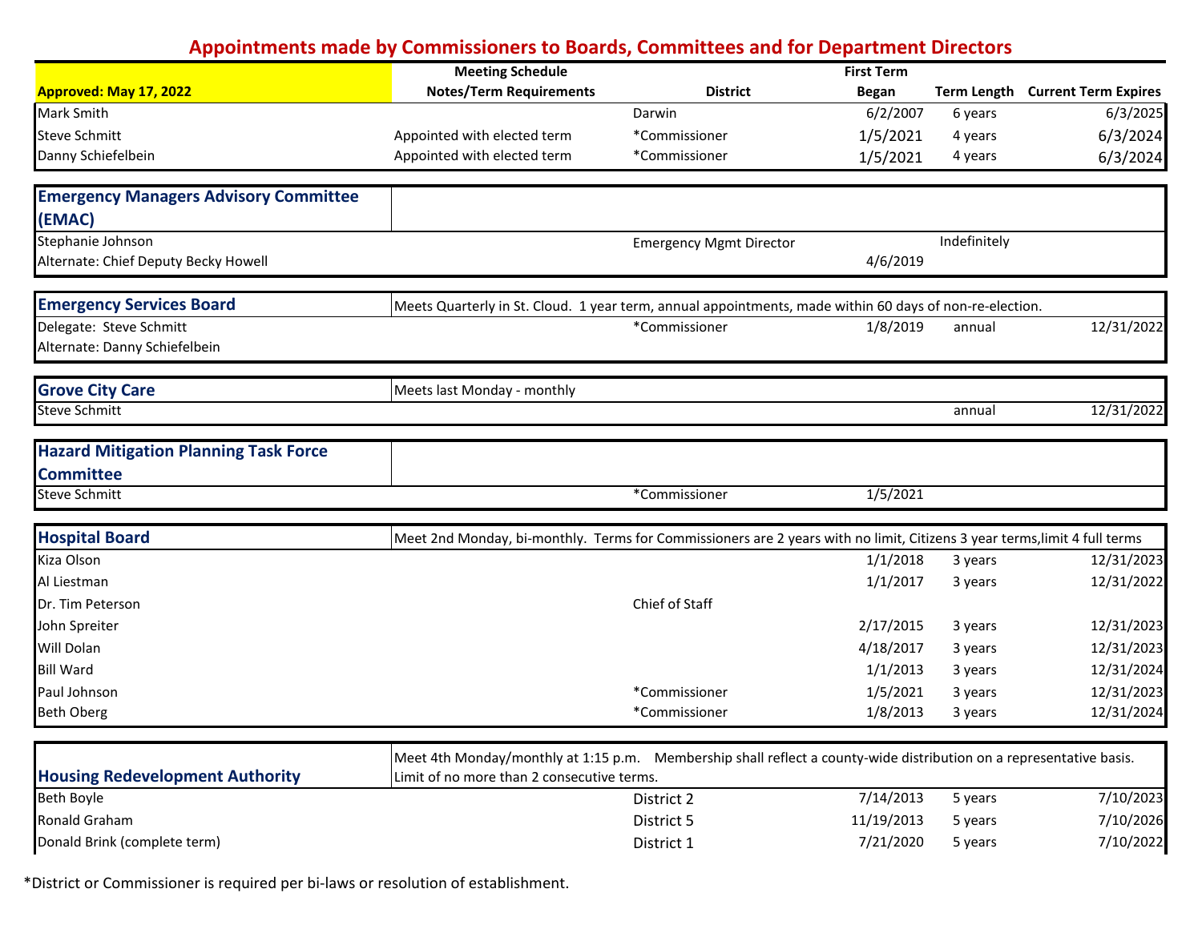## Appointments made by Commissioners to Boards, Committees and for Department Directors

| Approved: May 17, 2022 | Meeting Schedule Notes/Term Requirements | District | First Term Began | Term Length | Current Term Expires |
|---|---|---|---|---|---|
| Mark Smith | | Darwin | 6/2/2007 | 6 years | 6/3/2025 |
| Steve Schmitt | Appointed with elected term | *Commissioner | 1/5/2021 | 4 years | 6/3/2024 |
| Danny Schiefelbein | Appointed with elected term | *Commissioner | 1/5/2021 | 4 years | 6/3/2024 |
| **Emergency Managers Advisory Committee (EMAC)** | | | | | |
| Stephanie Johnson | | Emergency Mgmt Director | | Indefinitely | |
| Alternate: Chief Deputy Becky Howell | | | 4/6/2019 | | |
| **Emergency Services Board** | Meets Quarterly in St. Cloud. 1 year term, annual appointments, made within 60 days of non-re-election. | | | | |
| Delegate: Steve Schmitt | | *Commissioner | 1/8/2019 | annual | 12/31/2022 |
| Alternate: Danny Schiefelbein | | | | | |
| **Grove City Care** | Meets last Monday - monthly | | | | |
| Steve Schmitt | | | | annual | 12/31/2022 |
| **Hazard Mitigation Planning Task Force Committee** | | | | | |
| Steve Schmitt | | *Commissioner | 1/5/2021 | | |
| **Hospital Board** | Meet 2nd Monday, bi-monthly. Terms for Commissioners are 2 years with no limit, Citizens 3 year terms,limit 4 full terms | | | | |
| Kiza Olson | | | 1/1/2018 | 3 years | 12/31/2023 |
| Al Liestman | | | 1/1/2017 | 3 years | 12/31/2022 |
| Dr. Tim Peterson | | Chief of Staff | | | |
| John Spreiter | | | 2/17/2015 | 3 years | 12/31/2023 |
| Will Dolan | | | 4/18/2017 | 3 years | 12/31/2023 |
| Bill Ward | | | 1/1/2013 | 3 years | 12/31/2024 |
| Paul Johnson | | *Commissioner | 1/5/2021 | 3 years | 12/31/2023 |
| Beth Oberg | | *Commissioner | 1/8/2013 | 3 years | 12/31/2024 |
| **Housing Redevelopment Authority** | Meet 4th Monday/monthly at 1:15 p.m. Membership shall reflect a county-wide distribution on a representative basis. Limit of no more than 2 consecutive terms. | | | | |
| Beth Boyle | | District 2 | 7/14/2013 | 5 years | 7/10/2023 |
| Ronald Graham | | District 5 | 11/19/2013 | 5 years | 7/10/2026 |
| Donald Brink (complete term) | | District 1 | 7/21/2020 | 5 years | 7/10/2022 |

*District or Commissioner is required per bi-laws or resolution of establishment.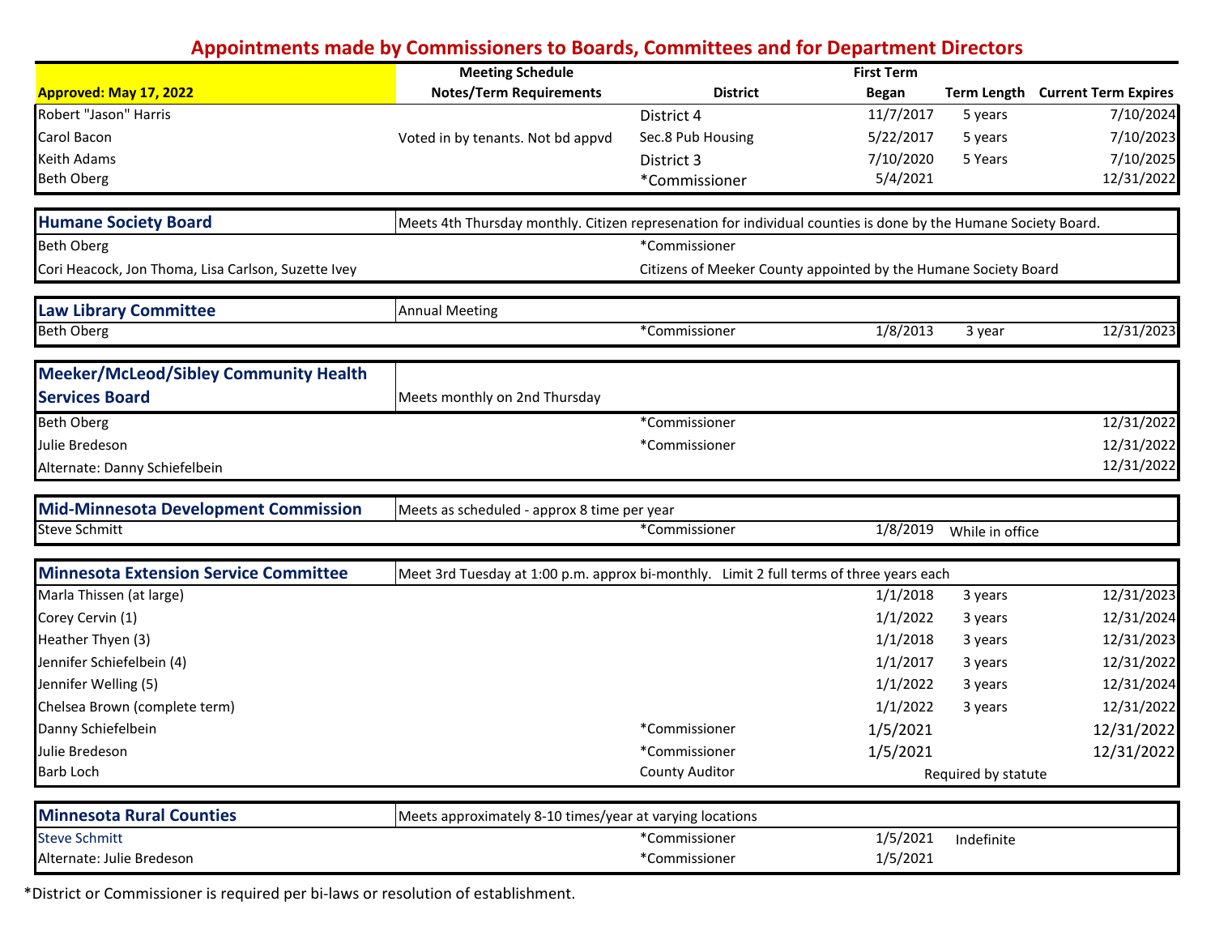## Appointments made by Commissioners to Boards, Committees and for Department Directors

| Approved: May 17, 2022 | Meeting Schedule Notes/Term Requirements | District | First Term Began | Term Length | Current Term Expires |
|---|---|---|---|---|---|
| Robert "Jason" Harris | | District 4 | 11/7/2017 | 5 years | 7/10/2024 |
| Carol Bacon | Voted in by tenants. Not bd appvd | Sec.8 Pub Housing | 5/22/2017 | 5 years | 7/10/2023 |
| Keith Adams | | District 3 | 7/10/2020 | 5 Years | 7/10/2025 |
| Beth Oberg | | *Commissioner | 5/4/2021 | | 12/31/2022 |

| **Humane Society Board** | Meets 4th Thursday monthly. Citizen represenation for individual counties is done by the Humane Society Board. | | | | |
|---|---|---|---|---|---|
| Beth Oberg | | *Commissioner | | | |
| Cori Heacock, Jon Thoma, Lisa Carlson, Suzette Ivey | | Citizens of Meeker County appointed by the Humane Society Board | | | |

| **Law Library Committee** | Annual Meeting | | | | |
|---|---|---|---|---|---|
| Beth Oberg | | *Commissioner | 1/8/2013 | 3 year | 12/31/2023 |

| **Meeker/McLeod/Sibley Community Health Services Board** | Meets monthly on 2nd Thursday | | | | |
|---|---|---|---|---|---|
| Beth Oberg | | *Commissioner | | | 12/31/2022 |
| Julie Bredeson | | *Commissioner | | | 12/31/2022 |
| Alternate: Danny Schiefelbein | | | | | 12/31/2022 |

| **Mid-Minnesota Development Commission** | Meets as scheduled - approx 8 time per year | | | | |
|---|---|---|---|---|---|
| Steve Schmitt | | *Commissioner | 1/8/2019 | While in office | |

| **Minnesota Extension Service Committee** | Meet 3rd Tuesday at 1:00 p.m. approx bi-monthly. Limit 2 full terms of three years each | | | | |
|---|---|---|---|---|---|
| Marla Thissen (at large) | | | 1/1/2018 | 3 years | 12/31/2023 |
| Corey Cervin (1) | | | 1/1/2022 | 3 years | 12/31/2024 |
| Heather Thyen (3) | | | 1/1/2018 | 3 years | 12/31/2023 |
| Jennifer Schiefelbein (4) | | | 1/1/2017 | 3 years | 12/31/2022 |
| Jennifer Welling (5) | | | 1/1/2022 | 3 years | 12/31/2024 |
| Chelsea Brown (complete term) | | | 1/1/2022 | 3 years | 12/31/2022 |
| Danny Schiefelbein | | *Commissioner | 1/5/2021 | | 12/31/2022 |
| Julie Bredeson | | *Commissioner | 1/5/2021 | | 12/31/2022 |
| Barb Loch | | County Auditor | | Required by statute | |

| **Minnesota Rural Counties** | Meets approximately 8-10 times/year at varying locations | | | | |
|---|---|---|---|---|---|
| Steve Schmitt | | *Commissioner | 1/5/2021 | Indefinite | |
| Alternate: Julie Bredeson | | *Commissioner | 1/5/2021 | | |

*District or Commissioner is required per bi-laws or resolution of establishment.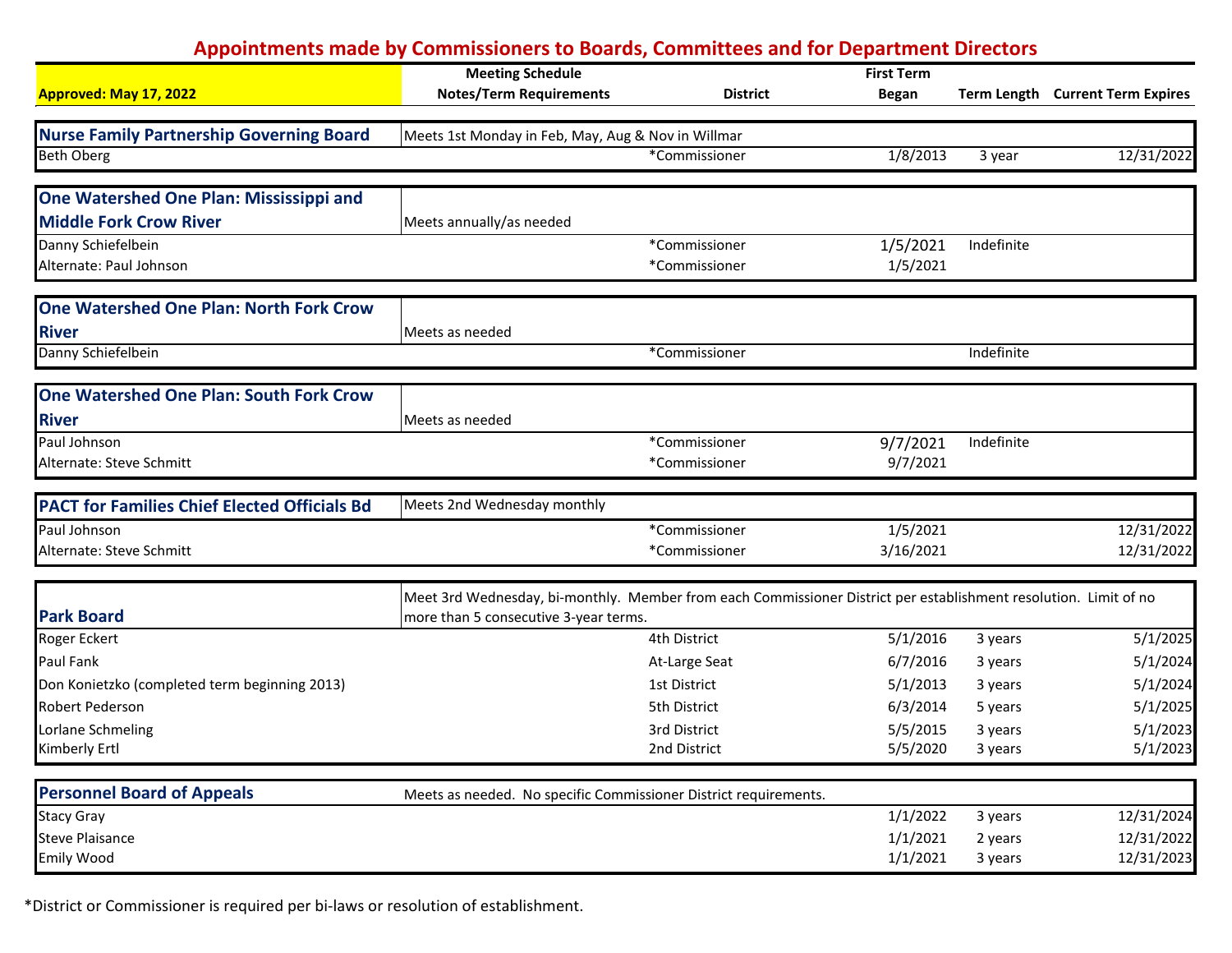## Appointments made by Commissioners to Boards, Committees and for Department Directors

| Approved: May 17, 2022 | Meeting Schedule Notes/Term Requirements | District | First Term Began | Term Length | Current Term Expires |
|---|---|---|---|---|---|
| **Nurse Family Partnership Governing Board** | Meets 1st Monday in Feb, May, Aug & Nov in Willmar | | | | |
| Beth Oberg | | *Commissioner | 1/8/2013 | 3 year | 12/31/2022 |
| **One Watershed One Plan: Mississippi and Middle Fork Crow River** | Meets annually/as needed | | | | |
| Danny Schiefelbein | | *Commissioner | 1/5/2021 | Indefinite | |
| Alternate: Paul Johnson | | *Commissioner | 1/5/2021 | | |
| **One Watershed One Plan: North Fork Crow River** | Meets as needed | | | | |
| Danny Schiefelbein | | *Commissioner | | Indefinite | |
| **One Watershed One Plan: South Fork Crow River** | Meets as needed | | | | |
| Paul Johnson | | *Commissioner | 9/7/2021 | Indefinite | |
| Alternate: Steve Schmitt | | *Commissioner | 9/7/2021 | | |
| **PACT for Families Chief Elected Officials Bd** | Meets 2nd Wednesday monthly | | | | |
| Paul Johnson | | *Commissioner | 1/5/2021 | | 12/31/2022 |
| Alternate: Steve Schmitt | | *Commissioner | 3/16/2021 | | 12/31/2022 |
| **Park Board** | Meet 3rd Wednesday, bi-monthly. Member from each Commissioner District per establishment resolution. Limit of no more than 5 consecutive 3-year terms. | | | | |
| Roger Eckert | | 4th District | 5/1/2016 | 3 years | 5/1/2025 |
| Paul Fank | | At-Large Seat | 6/7/2016 | 3 years | 5/1/2024 |
| Don Konietzko (completed term beginning 2013) | | 1st District | 5/1/2013 | 3 years | 5/1/2024 |
| Robert Pederson | | 5th District | 6/3/2014 | 5 years | 5/1/2025 |
| Lorlane Schmeling | | 3rd District | 5/5/2015 | 3 years | 5/1/2023 |
| Kimberly Ertl | | 2nd District | 5/5/2020 | 3 years | 5/1/2023 |
| **Personnel Board of Appeals** | Meets as needed. No specific Commissioner District requirements. | | | | |
| Stacy Gray | | | 1/1/2022 | 3 years | 12/31/2024 |
| Steve Plaisance | | | 1/1/2021 | 2 years | 12/31/2022 |
| Emily Wood | | | 1/1/2021 | 3 years | 12/31/2023 |

*District or Commissioner is required per bi-laws or resolution of establishment.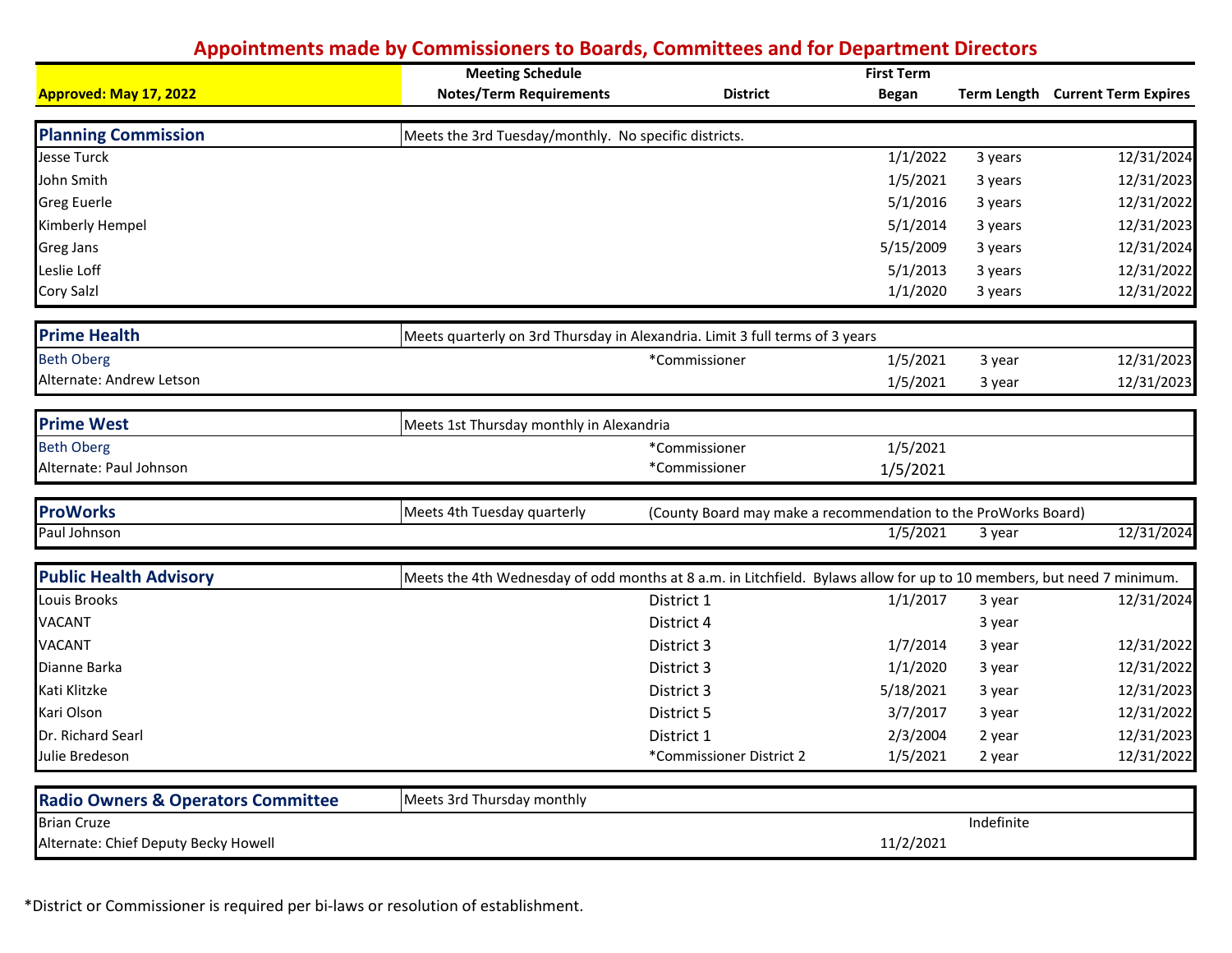# Appointments made by Commissioners to Boards, Committees and for Department Directors

| Approved: May 17, 2022 | Meeting Schedule Notes/Term Requirements | District | First Term Began | Term Length | Current Term Expires |
|---|---|---|---|---|---|
| **Planning Commission** | Meets the 3rd Tuesday/monthly. No specific districts. | | | | |
| Jesse Turck | | | 1/1/2022 | 3 years | 12/31/2024 |
| John Smith | | | 1/5/2021 | 3 years | 12/31/2023 |
| Greg Euerle | | | 5/1/2016 | 3 years | 12/31/2022 |
| Kimberly Hempel | | | 5/1/2014 | 3 years | 12/31/2023 |
| Greg Jans | | | 5/15/2009 | 3 years | 12/31/2024 |
| Leslie Loff | | | 5/1/2013 | 3 years | 12/31/2022 |
| Cory Salzl | | | 1/1/2020 | 3 years | 12/31/2022 |
| **Prime Health** | Meets quarterly on 3rd Thursday in Alexandria. Limit 3 full terms of 3 years | | | | |
| Beth Oberg | | *Commissioner | 1/5/2021 | 3 year | 12/31/2023 |
| Alternate: Andrew Letson | | | 1/5/2021 | 3 year | 12/31/2023 |
| **Prime West** | Meets 1st Thursday monthly in Alexandria | | | | |
| Beth Oberg | | *Commissioner | 1/5/2021 | | |
| Alternate: Paul Johnson | | *Commissioner | 1/5/2021 | | |
| **ProWorks** | Meets 4th Tuesday quarterly | (County Board may make a recommendation to the ProWorks Board) | | | |
| Paul Johnson | | | 1/5/2021 | 3 year | 12/31/2024 |
| **Public Health Advisory** | Meets the 4th Wednesday of odd months at 8 a.m. in Litchfield. Bylaws allow for up to 10 members, but need 7 minimum. | | | | |
| Louis Brooks | | District 1 | 1/1/2017 | 3 year | 12/31/2024 |
| VACANT | | District 4 | | 3 year | |
| VACANT | | District 3 | 1/7/2014 | 3 year | 12/31/2022 |
| Dianne Barka | | District 3 | 1/1/2020 | 3 year | 12/31/2022 |
| Kati Klitzke | | District 3 | 5/18/2021 | 3 year | 12/31/2023 |
| Kari Olson | | District 5 | 3/7/2017 | 3 year | 12/31/2022 |
| Dr. Richard Searl | | District 1 | 2/3/2004 | 2 year | 12/31/2023 |
| Julie Bredeson | | *Commissioner District 2 | 1/5/2021 | 2 year | 12/31/2022 |
| **Radio Owners & Operators Committee** | Meets 3rd Thursday monthly | | | | |
| Brian Cruze | | | | Indefinite | |
| Alternate: Chief Deputy Becky Howell | | | 11/2/2021 | | |

*District or Commissioner is required per bi-laws or resolution of establishment.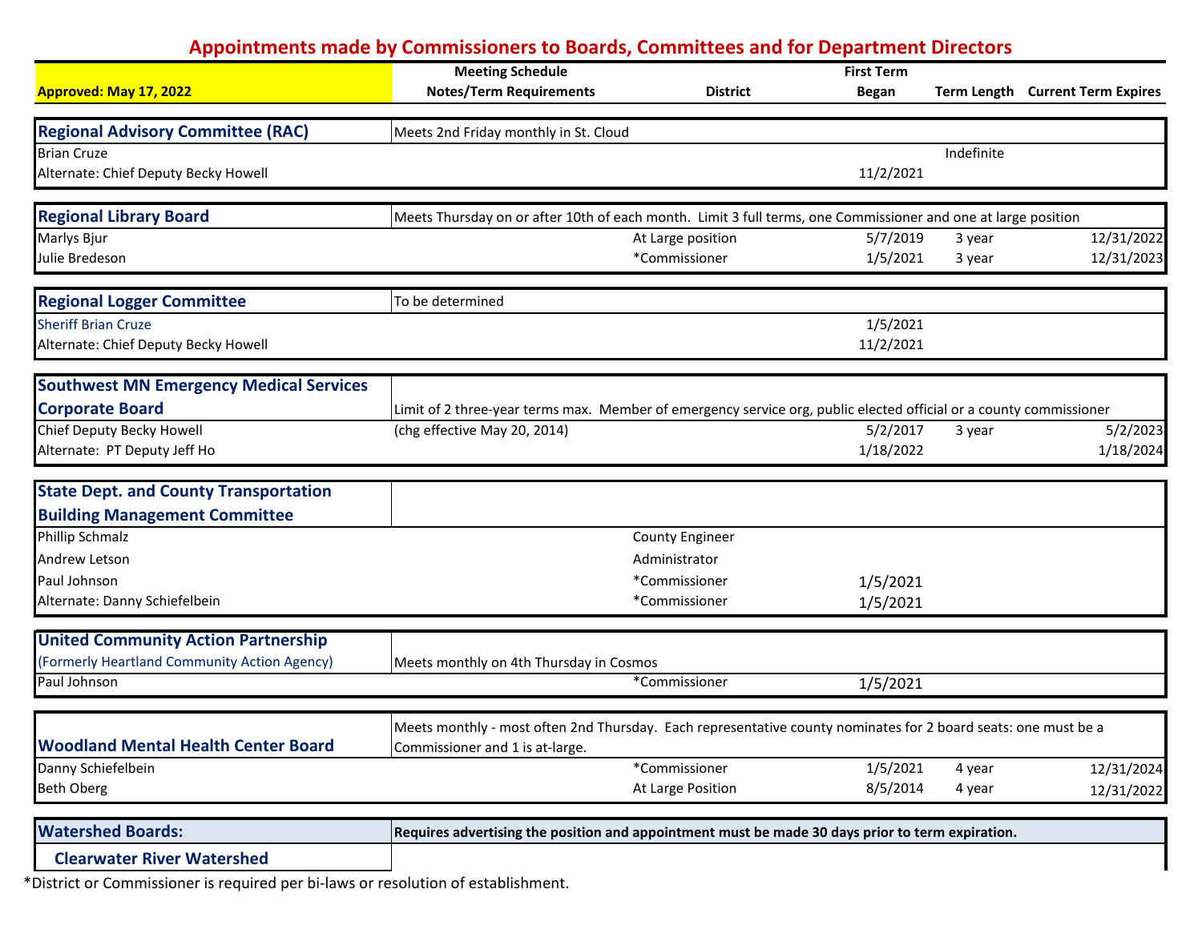# Appointments made by Commissioners to Boards, Committees and for Department Directors

| Approved: May 17, 2022 | Meeting Schedule Notes/Term Requirements | District | First Term Began | Term Length | Current Term Expires |
|---|---|---|---|---|---|
| **Regional Advisory Committee (RAC)** | Meets 2nd Friday monthly in St. Cloud | | | | |
| Brian Cruze | | | | Indefinite | |
| Alternate: Chief Deputy Becky Howell | | | 11/2/2021 | | |
| **Regional Library Board** | Meets Thursday on or after 10th of each month. Limit 3 full terms, one Commissioner and one at large position | | | | |
| Marlys Bjur | | At Large position | 5/7/2019 | 3 year | 12/31/2022 |
| Julie Bredeson | | *Commissioner | 1/5/2021 | 3 year | 12/31/2023 |
| **Regional Logger Committee** | To be determined | | | | |
| Sheriff Brian Cruze | | | 1/5/2021 | | |
| Alternate: Chief Deputy Becky Howell | | | 11/2/2021 | | |
| **Southwest MN Emergency Medical Services Corporate Board** | Limit of 2 three-year terms max. Member of emergency service org, public elected official or a county commissioner | | | | |
| Chief Deputy Becky Howell | (chg effective May 20, 2014) | | 5/2/2017 | 3 year | 5/2/2023 |
| Alternate: PT Deputy Jeff Ho | | | 1/18/2022 | | 1/18/2024 |
| **State Dept. and County Transportation Building Management Committee** | | | | | |
| Phillip Schmalz | | County Engineer | | | |
| Andrew Letson | | Administrator | | | |
| Paul Johnson | | *Commissioner | 1/5/2021 | | |
| Alternate: Danny Schiefelbein | | *Commissioner | 1/5/2021 | | |
| **United Community Action Partnership** (Formerly Heartland Community Action Agency) | Meets monthly on 4th Thursday in Cosmos | | | | |
| Paul Johnson | | *Commissioner | 1/5/2021 | | |
| **Woodland Mental Health Center Board** | Meets monthly - most often 2nd Thursday. Each representative county nominates for 2 board seats: one must be a Commissioner and 1 is at-large. | | | | |
| Danny Schiefelbein | | *Commissioner | 1/5/2021 | 4 year | 12/31/2024 |
| Beth Oberg | | At Large Position | 8/5/2014 | 4 year | 12/31/2022 |
| **Watershed Boards:** | **Requires advertising the position and appointment must be made 30 days prior to term expiration.** | | | | |
| **Clearwater River Watershed** | | | | | |

*District or Commissioner is required per bi-laws or resolution of establishment.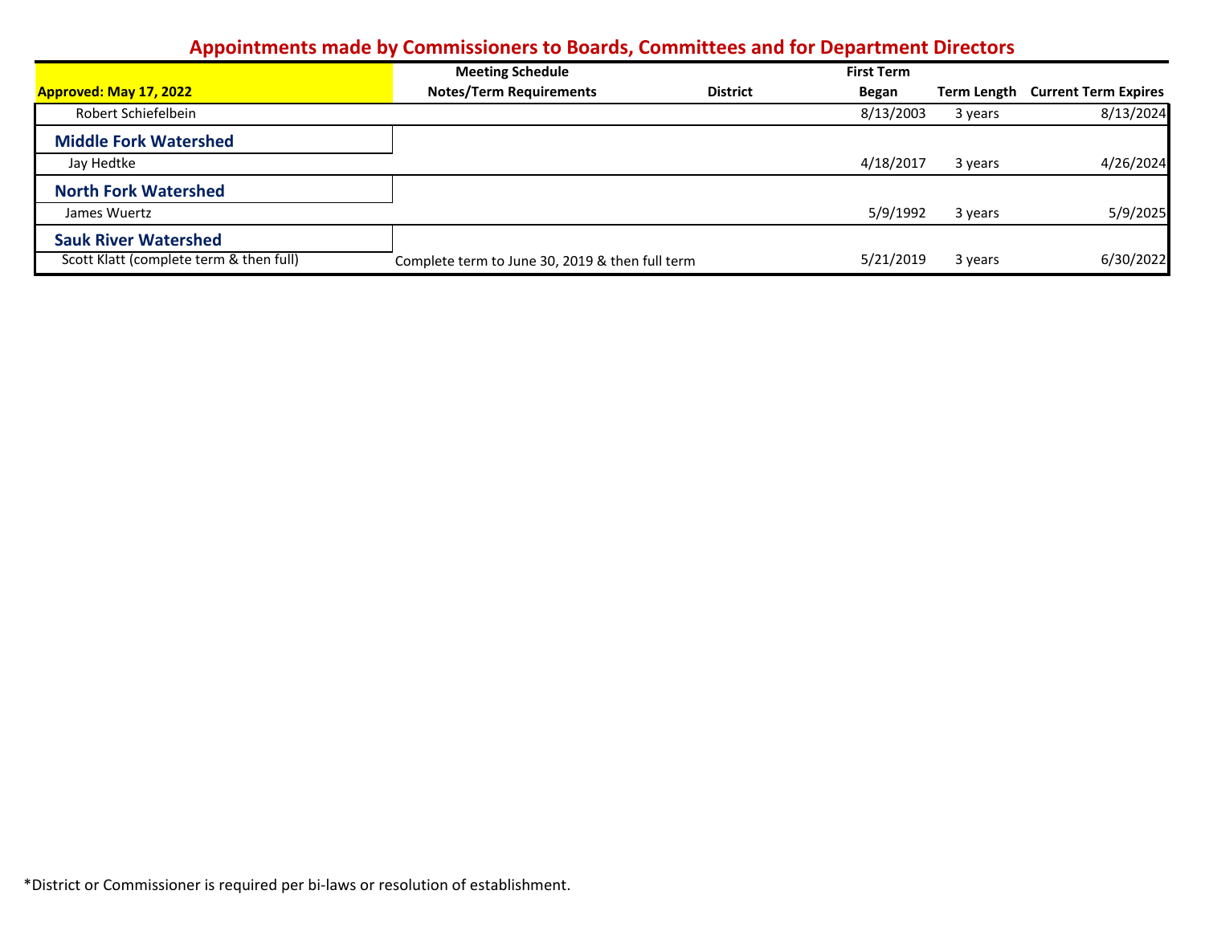# Appointments made by Commissioners to Boards, Committees and for Department Directors

| Approved: May 17, 2022 | Meeting Schedule Notes/Term Requirements | District | First Term Began | Term Length | Current Term Expires |
|---|---|---|---|---|---|
| Robert Schiefelbein | | | 8/13/2003 | 3 years | 8/13/2024 |
| **Middle Fork Watershed** | | | | | |
| Jay Hedtke | | | 4/18/2017 | 3 years | 4/26/2024 |
| **North Fork Watershed** | | | | | |
| James Wuertz | | | 5/9/1992 | 3 years | 5/9/2025 |
| **Sauk River Watershed** | | | | | |
| Scott Klatt (complete term & then full) | Complete term to June 30, 2019 & then full term | | 5/21/2019 | 3 years | 6/30/2022 |

*District or Commissioner is required per bi-laws or resolution of establishment.